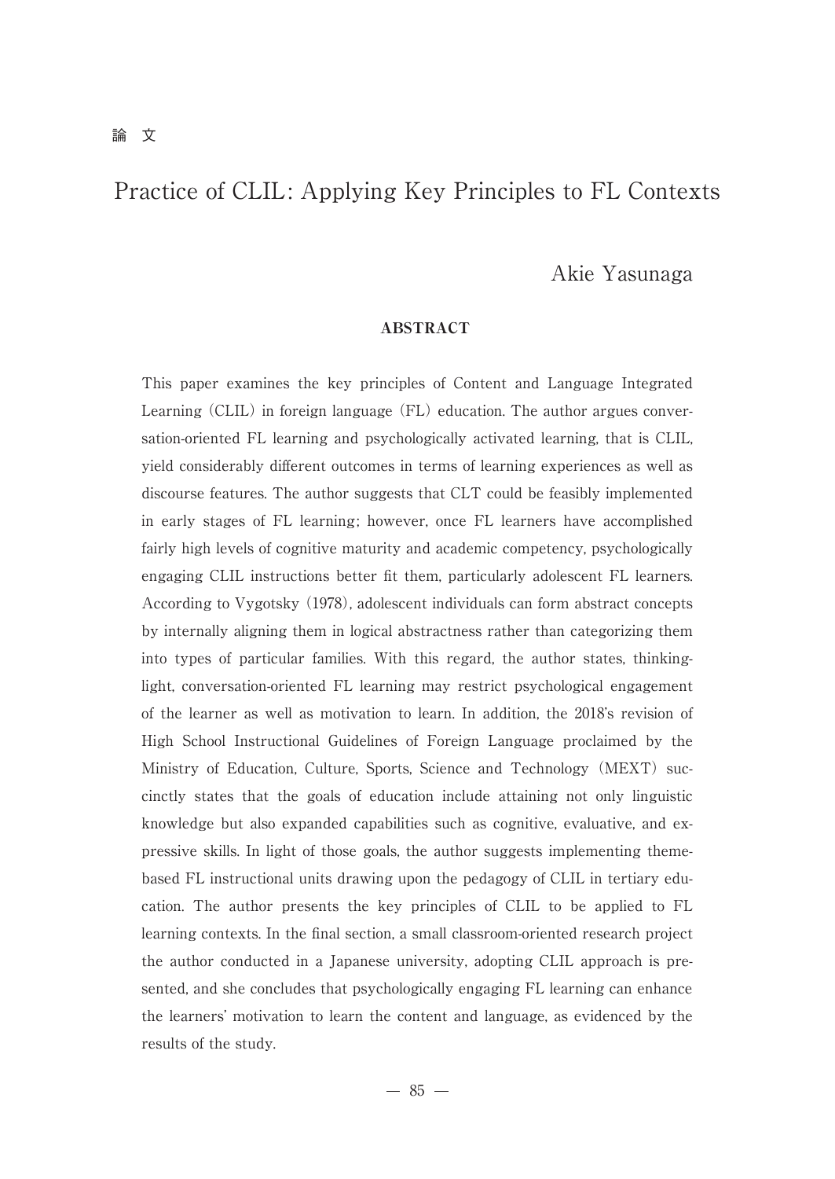論 文

# Practice of CLIL: Applying Key Principles to FL Contexts

Akie Yasunaga

## ABSTRACT

This paper examines the key principles of Content and Language Integrated Learning (CLIL) in foreign language (FL) education. The author argues conversation-oriented FL learning and psychologically activated learning, that is CLIL, yield considerably different outcomes in terms of learning experiences as well as discourse features. The author suggests that CLT could be feasibly implemented in early stages of FL learning; however, once FL learners have accomplished fairly high levels of cognitive maturity and academic competency, psychologically engaging CLIL instructions better fit them, particularly adolescent FL learners. According to Vygotsky (1978), adolescent individuals can form abstract concepts by internally aligning them in logical abstractness rather than categorizing them into types of particular families. With this regard, the author states, thinking-light, conversation-oriented FL learning may restrict psychological engagement of the learner as well as motivation to learn. In addition, the 2018's revision of High School Instructional Guidelines of Foreign Language proclaimed by the Ministry of Education, Culture, Sports, Science and Technology (MEXT) succinctly states that the goals of education include attaining not only linguistic knowledge but also expanded capabilities such as cognitive, evaluative, and expressive skills. In light of those goals, the author suggests implementing theme-based FL instructional units drawing upon the pedagogy of CLIL in tertiary education. The author presents the key principles of CLIL to be applied to FL learning contexts. In the final section, a small classroom-oriented research project the author conducted in a Japanese university, adopting CLIL approach is presented, and she concludes that psychologically engaging FL learning can enhance the learners' motivation to learn the content and language, as evidenced by the results of the study.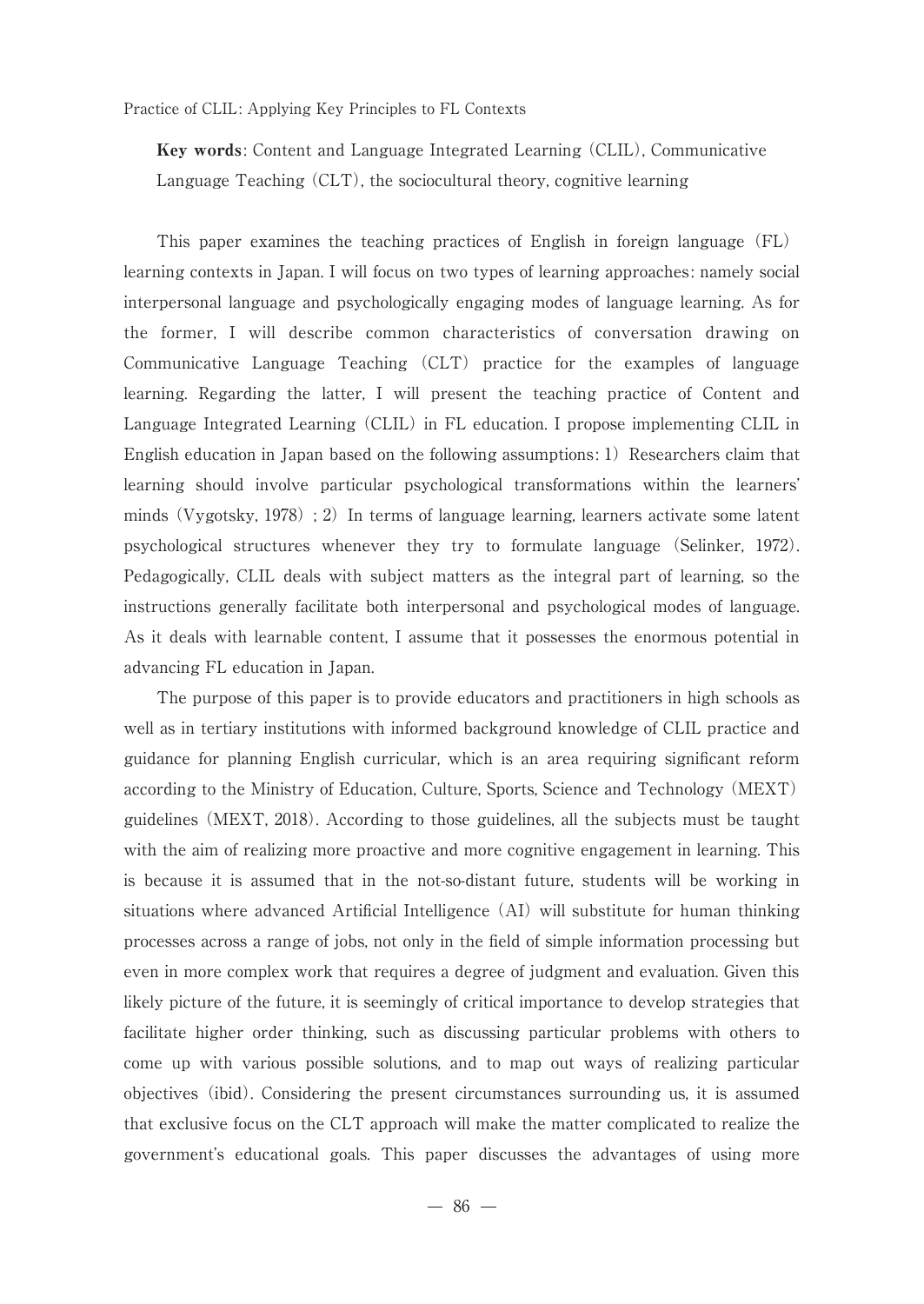**Key words**: Content and Language Integrated Learning (CLIL), Communicative Language Teaching (CLT), the sociocultural theory, cognitive learning

This paper examines the teaching practices of English in foreign language (FL) learning contexts in Japan. I will focus on two types of learning approaches: namely social interpersonal language and psychologically engaging modes of language learning. As for the former, I will describe common characteristics of conversation drawing on Communicative Language Teaching (CLT) practice for the examples of language learning. Regarding the latter, I will present the teaching practice of Content and Language Integrated Learning (CLIL) in FL education. I propose implementing CLIL in English education in Japan based on the following assumptions: 1) Researchers claim that learning should involve particular psychological transformations within the learners' minds (Vygotsky, 1978) ; 2) In terms of language learning, learners activate some latent psychological structures whenever they try to formulate language (Selinker, 1972). Pedagogically, CLIL deals with subject matters as the integral part of learning, so the instructions generally facilitate both interpersonal and psychological modes of language. As it deals with learnable content, I assume that it possesses the enormous potential in advancing FL education in Japan.

The purpose of this paper is to provide educators and practitioners in high schools as well as in tertiary institutions with informed background knowledge of CLIL practice and guidance for planning English curricular, which is an area requiring significant reform according to the Ministry of Education, Culture, Sports, Science and Technology (MEXT) guidelines (MEXT, 2018). According to those guidelines, all the subjects must be taught with the aim of realizing more proactive and more cognitive engagement in learning. This is because it is assumed that in the not-so-distant future, students will be working in situations where advanced Artificial Intelligence (AI) will substitute for human thinking processes across a range of jobs, not only in the field of simple information processing but even in more complex work that requires a degree of judgment and evaluation. Given this likely picture of the future, it is seemingly of critical importance to develop strategies that facilitate higher order thinking, such as discussing particular problems with others to come up with various possible solutions, and to map out ways of realizing particular objectives (ibid). Considering the present circumstances surrounding us, it is assumed that exclusive focus on the CLT approach will make the matter complicated to realize the government's educational goals. This paper discusses the advantages of using more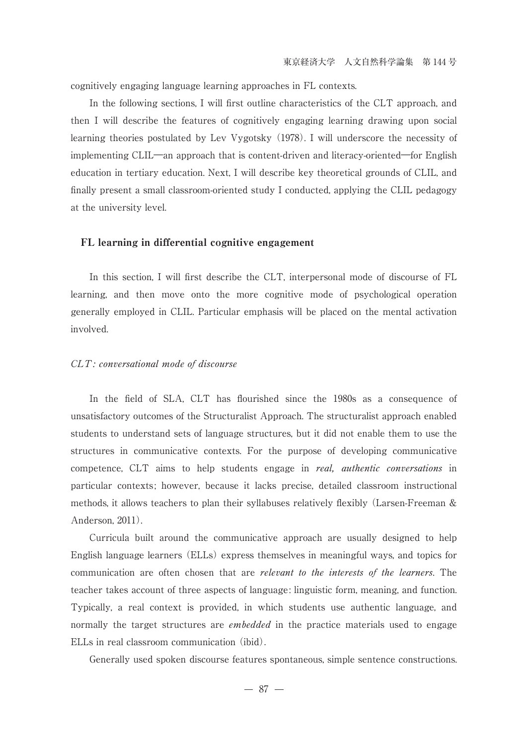cognitively engaging language learning approaches in FL contexts.

In the following sections, I will first outline characteristics of the CLT approach, and then I will describe the features of cognitively engaging learning drawing upon social learning theories postulated by Lev Vygotsky (1978). I will underscore the necessity of implementing CLIL—an approach that is content-driven and literacy-oriented—for English education in tertiary education. Next, I will describe key theoretical grounds of CLIL, and finally present a small classroom-oriented study I conducted, applying the CLIL pedagogy at the university level.

## FL learning in differential cognitive engagement

In this section, I will first describe the CLT, interpersonal mode of discourse of FL learning, and then move onto the more cognitive mode of psychological operation generally employed in CLIL. Particular emphasis will be placed on the mental activation involved.

### *CLT: conversational mode of discourse*

In the field of SLA, CLT has flourished since the 1980s as a consequence of unsatisfactory outcomes of the Structuralist Approach. The structuralist approach enabled students to understand sets of language structures, but it did not enable them to use the structures in communicative contexts. For the purpose of developing communicative competence, CLT aims to help students engage in *real, authentic conversations* in particular contexts; however, because it lacks precise, detailed classroom instructional methods, it allows teachers to plan their syllabuses relatively flexibly (Larsen-Freeman & Anderson, 2011).

Curricula built around the communicative approach are usually designed to help English language learners (ELLs) express themselves in meaningful ways, and topics for communication are often chosen that are *relevant to the interests of the learners*. The teacher takes account of three aspects of language: linguistic form, meaning, and function. Typically, a real context is provided, in which students use authentic language, and normally the target structures are *embedded* in the practice materials used to engage ELLs in real classroom communication (ibid).

Generally used spoken discourse features spontaneous, simple sentence constructions.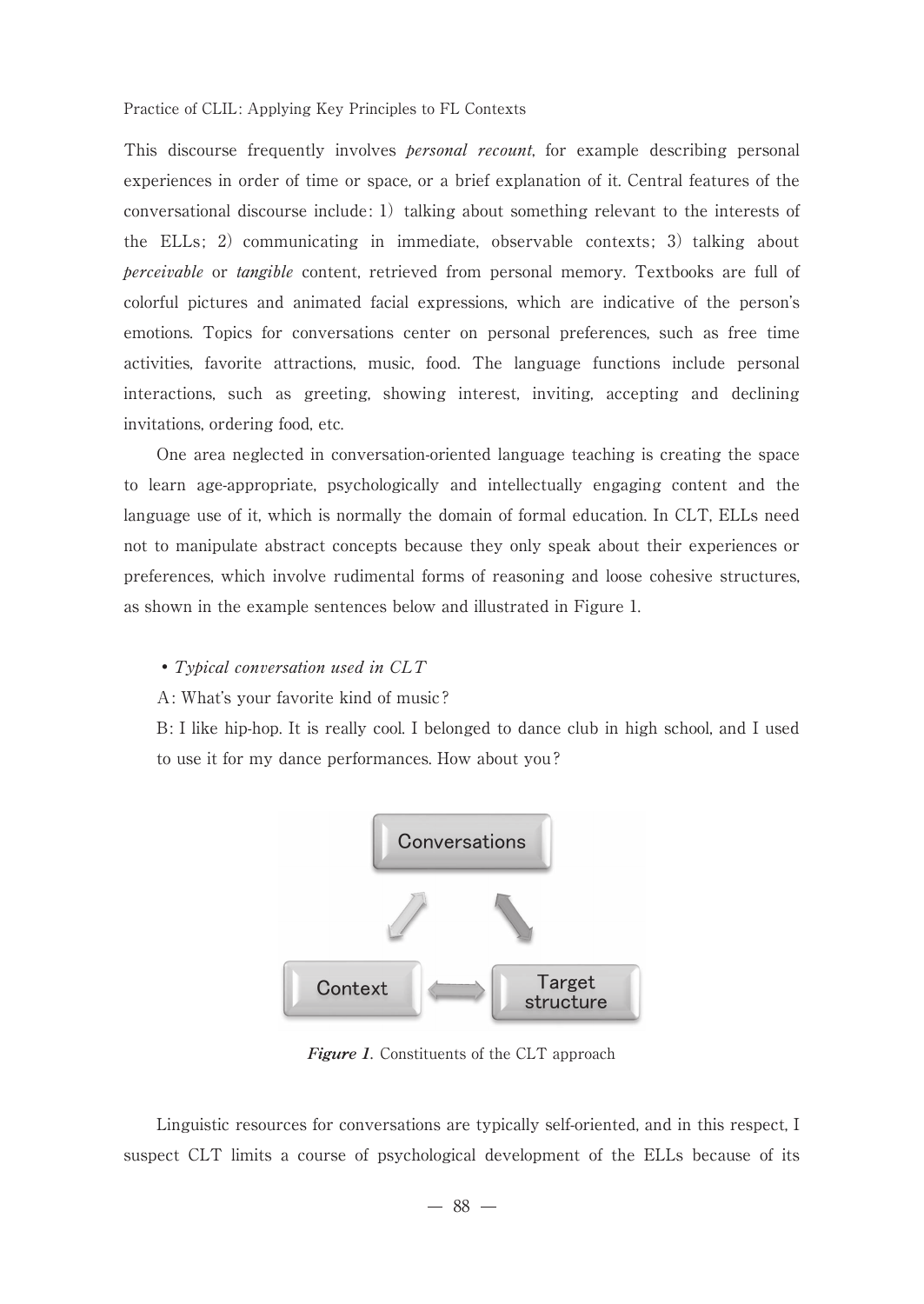This discourse frequently involves *personal recount*, for example describing personal experiences in order of time or space, or a brief explanation of it. Central features of the conversational discourse include: 1) talking about something relevant to the interests of the ELLs; 2) communicating in immediate, observable contexts; 3) talking about *perceivable* or *tangible* content, retrieved from personal memory. Textbooks are full of colorful pictures and animated facial expressions, which are indicative of the person's emotions. Topics for conversations center on personal preferences, such as free time activities, favorite attractions, music, food. The language functions include personal interactions, such as greeting, showing interest, inviting, accepting and declining invitations, ordering food, etc.

One area neglected in conversation-oriented language teaching is creating the space to learn age-appropriate, psychologically and intellectually engaging content and the language use of it, which is normally the domain of formal education. In CLT, ELLs need not to manipulate abstract concepts because they only speak about their experiences or preferences, which involve rudimental forms of reasoning and loose cohesive structures, as shown in the example sentences below and illustrated in Figure 1.

- *Typical conversation used in CLT*

A: What's your favorite kind of music?

B: I like hip-hop. It is really cool. I belonged to dance club in high school, and I used to use it for my dance performances. How about you?

Conversations

Context

Target structure

***Figure 1.*** Constituents of the CLT approach

Linguistic resources for conversations are typically self-oriented, and in this respect, I suspect CLT limits a course of psychological development of the ELLs because of its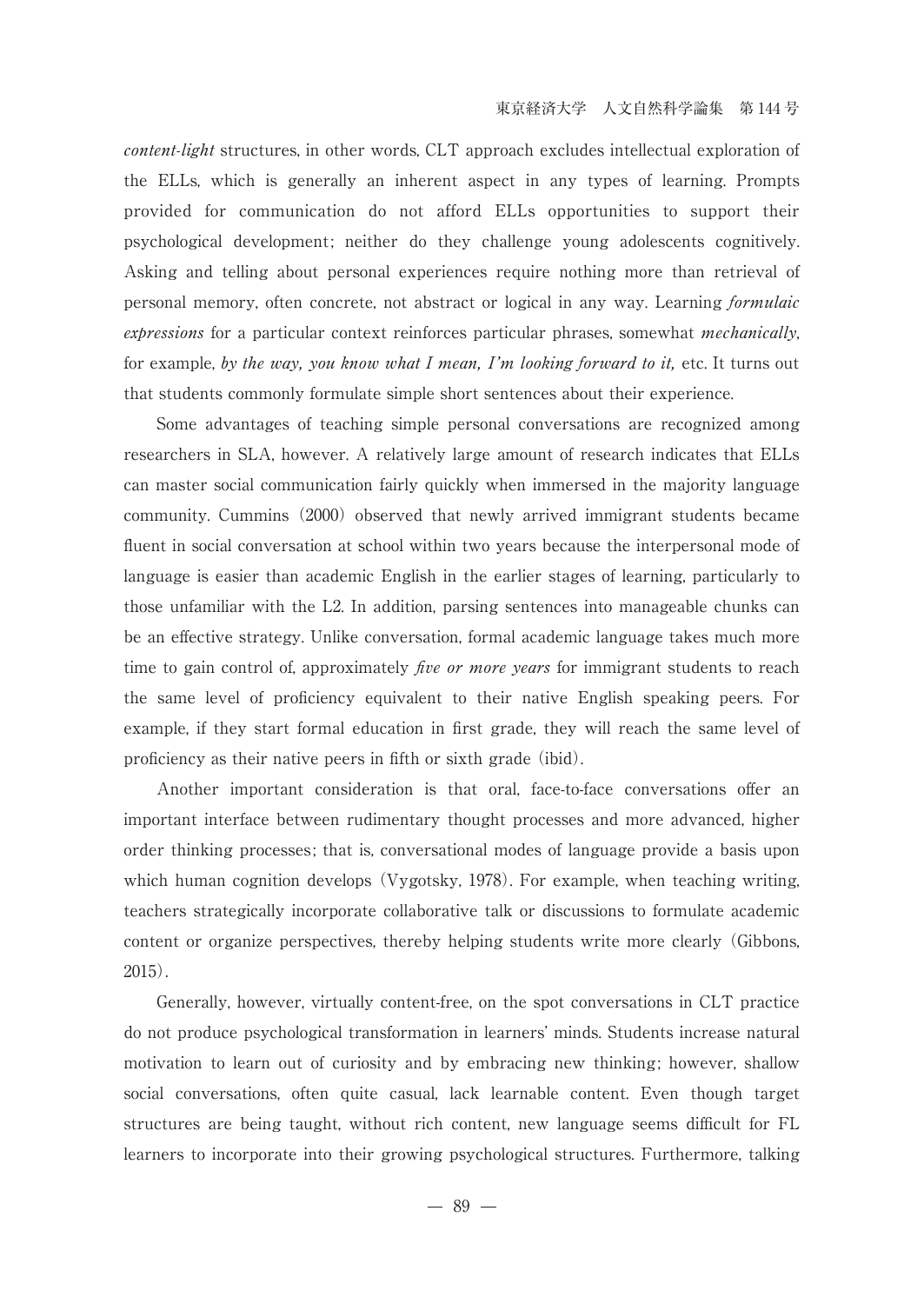*content-light* structures, in other words, CLT approach excludes intellectual exploration of the ELLs, which is generally an inherent aspect in any types of learning. Prompts provided for communication do not afford ELLs opportunities to support their psychological development; neither do they challenge young adolescents cognitively. Asking and telling about personal experiences require nothing more than retrieval of personal memory, often concrete, not abstract or logical in any way. Learning ***formulaic expressions*** for a particular context reinforces particular phrases, somewhat ***mechanically***, for example, ***by the way, you know what I mean, I'm looking forward to it,*** etc. It turns out that students commonly formulate simple short sentences about their experience.

Some advantages of teaching simple personal conversations are recognized among researchers in SLA, however. A relatively large amount of research indicates that ELLs can master social communication fairly quickly when immersed in the majority language community. Cummins (2000) observed that newly arrived immigrant students became fluent in social conversation at school within two years because the interpersonal mode of language is easier than academic English in the earlier stages of learning, particularly to those unfamiliar with the L2. In addition, parsing sentences into manageable chunks can be an effective strategy. Unlike conversation, formal academic language takes much more time to gain control of, approximately ***five or more years*** for immigrant students to reach the same level of proficiency equivalent to their native English speaking peers. For example, if they start formal education in first grade, they will reach the same level of proficiency as their native peers in fifth or sixth grade (ibid).

Another important consideration is that oral, face-to-face conversations offer an important interface between rudimentary thought processes and more advanced, higher order thinking processes; that is, conversational modes of language provide a basis upon which human cognition develops (Vygotsky, 1978). For example, when teaching writing, teachers strategically incorporate collaborative talk or discussions to formulate academic content or organize perspectives, thereby helping students write more clearly (Gibbons, 2015).

Generally, however, virtually content-free, on the spot conversations in CLT practice do not produce psychological transformation in learners' minds. Students increase natural motivation to learn out of curiosity and by embracing new thinking; however, shallow social conversations, often quite casual, lack learnable content. Even though target structures are being taught, without rich content, new language seems difficult for FL learners to incorporate into their growing psychological structures. Furthermore, talking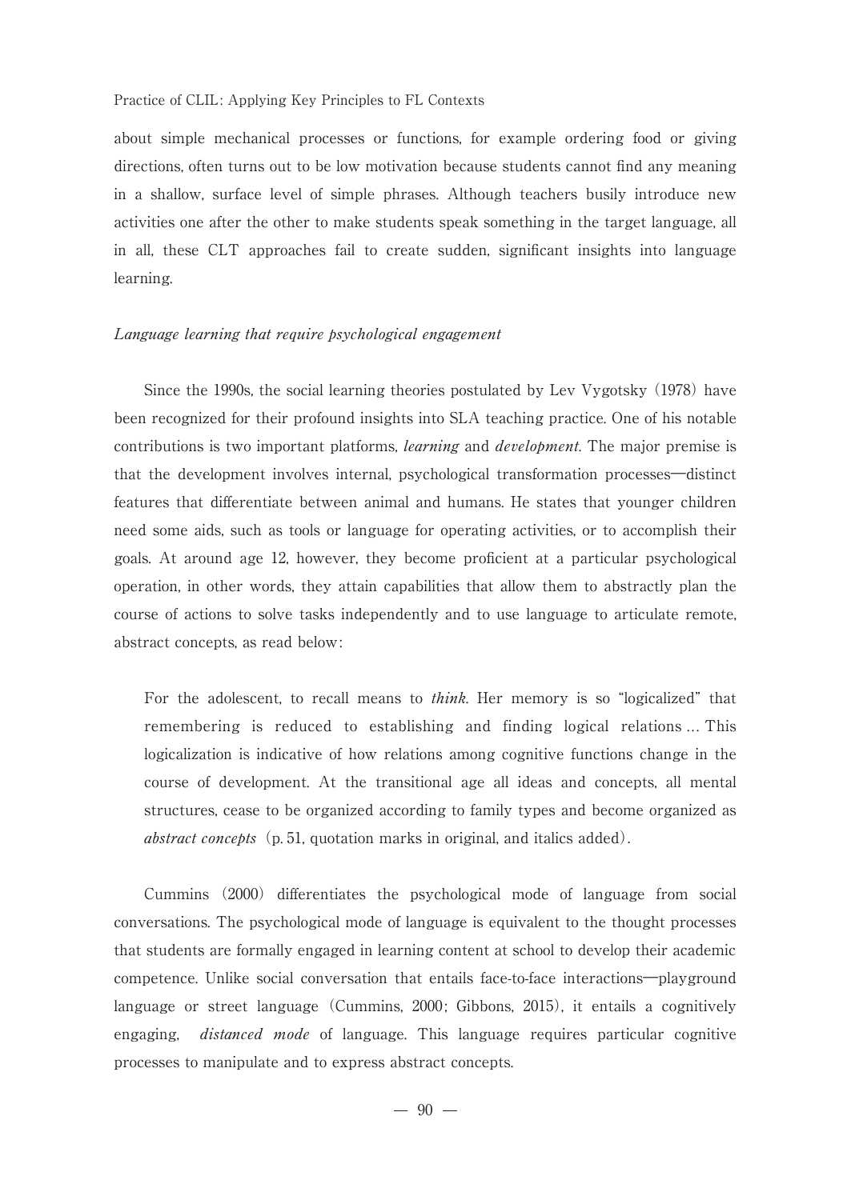about simple mechanical processes or functions, for example ordering food or giving directions, often turns out to be low motivation because students cannot find any meaning in a shallow, surface level of simple phrases. Although teachers busily introduce new activities one after the other to make students speak something in the target language, all in all, these CLT approaches fail to create sudden, significant insights into language learning.

### *Language learning that require psychological engagement*

Since the 1990s, the social learning theories postulated by Lev Vygotsky (1978) have been recognized for their profound insights into SLA teaching practice. One of his notable contributions is two important platforms, *learning* and *development*. The major premise is that the development involves internal, psychological transformation processes—distinct features that differentiate between animal and humans. He states that younger children need some aids, such as tools or language for operating activities, or to accomplish their goals. At around age 12, however, they become proficient at a particular psychological operation, in other words, they attain capabilities that allow them to abstractly plan the course of actions to solve tasks independently and to use language to articulate remote, abstract concepts, as read below:

> For the adolescent, to recall means to *think*. Her memory is so "logicalized" that remembering is reduced to establishing and finding logical relations ... This logicalization is indicative of how relations among cognitive functions change in the course of development. At the transitional age all ideas and concepts, all mental structures, cease to be organized according to family types and become organized as *abstract concepts* (p. 51, quotation marks in original, and italics added).

Cummins (2000) differentiates the psychological mode of language from social conversations. The psychological mode of language is equivalent to the thought processes that students are formally engaged in learning content at school to develop their academic competence. Unlike social conversation that entails face-to-face interactions—playground language or street language (Cummins, 2000; Gibbons, 2015), it entails a cognitively engaging, *distanced mode* of language. This language requires particular cognitive processes to manipulate and to express abstract concepts.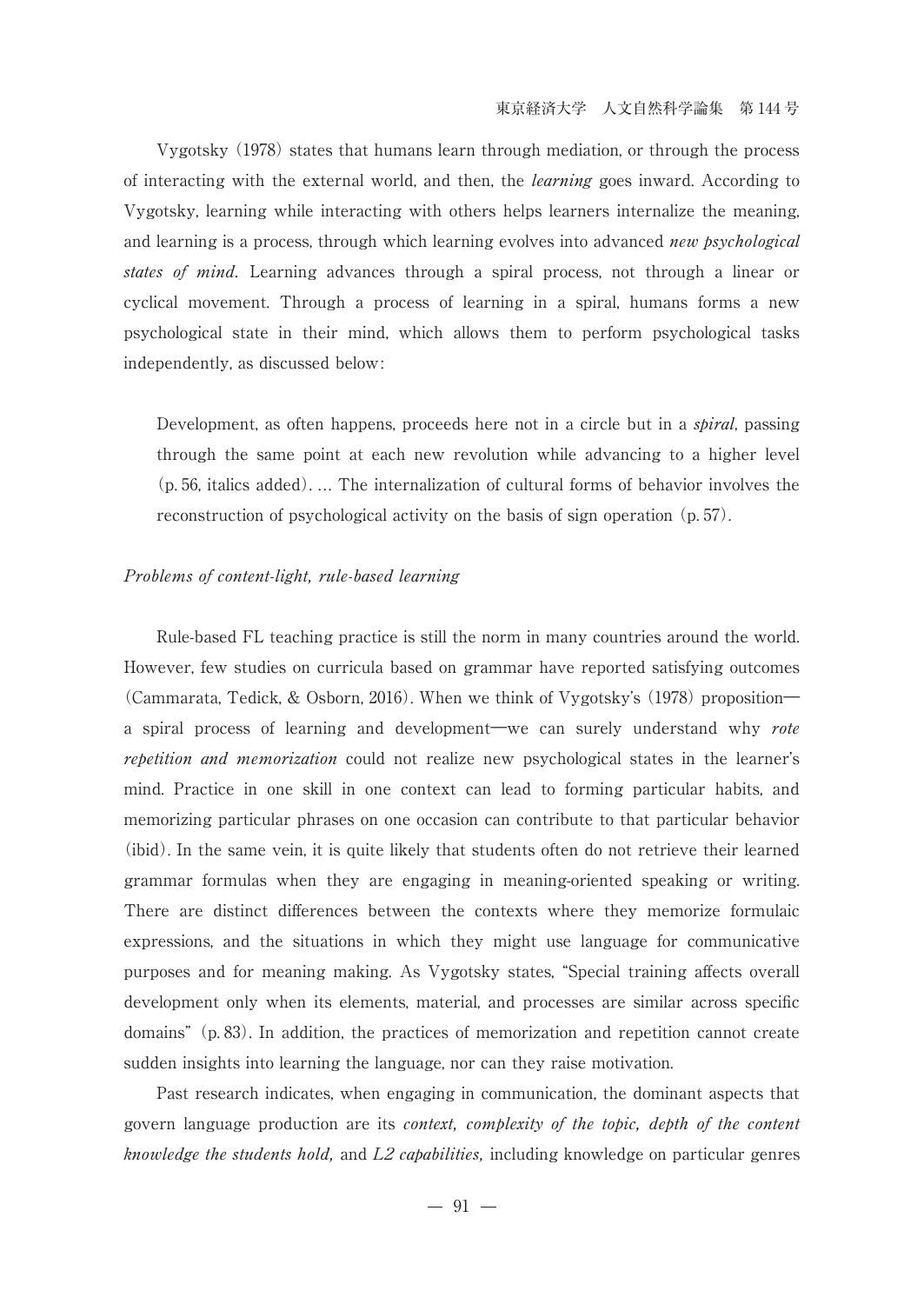Vygotsky (1978) states that humans learn through mediation, or through the process of interacting with the external world, and then, the *learning* goes inward. According to Vygotsky, learning while interacting with others helps learners internalize the meaning, and learning is a process, through which learning evolves into advanced ***new psychological states of mind***. Learning advances through a spiral process, not through a linear or cyclical movement. Through a process of learning in a spiral, humans forms a new psychological state in their mind, which allows them to perform psychological tasks independently, as discussed below:

> Development, as often happens, proceeds here not in a circle but in a *spiral*, passing through the same point at each new revolution while advancing to a higher level (p. 56, italics added). … The internalization of cultural forms of behavior involves the reconstruction of psychological activity on the basis of sign operation (p. 57).

*Problems of content-light, rule-based learning*

Rule-based FL teaching practice is still the norm in many countries around the world. However, few studies on curricula based on grammar have reported satisfying outcomes (Cammarata, Tedick, & Osborn, 2016). When we think of Vygotsky's (1978) proposition—a spiral process of learning and development—we can surely understand why *rote repetition and memorization* could not realize new psychological states in the learner's mind. Practice in one skill in one context can lead to forming particular habits, and memorizing particular phrases on one occasion can contribute to that particular behavior (ibid). In the same vein, it is quite likely that students often do not retrieve their learned grammar formulas when they are engaging in meaning-oriented speaking or writing. There are distinct differences between the contexts where they memorize formulaic expressions, and the situations in which they might use language for communicative purposes and for meaning making. As Vygotsky states, "Special training affects overall development only when its elements, material, and processes are similar across specific domains" (p. 83). In addition, the practices of memorization and repetition cannot create sudden insights into learning the language, nor can they raise motivation.

Past research indicates, when engaging in communication, the dominant aspects that govern language production are its ***context, complexity of the topic, depth of the content knowledge the students hold,*** and ***L2 capabilities,*** including knowledge on particular genres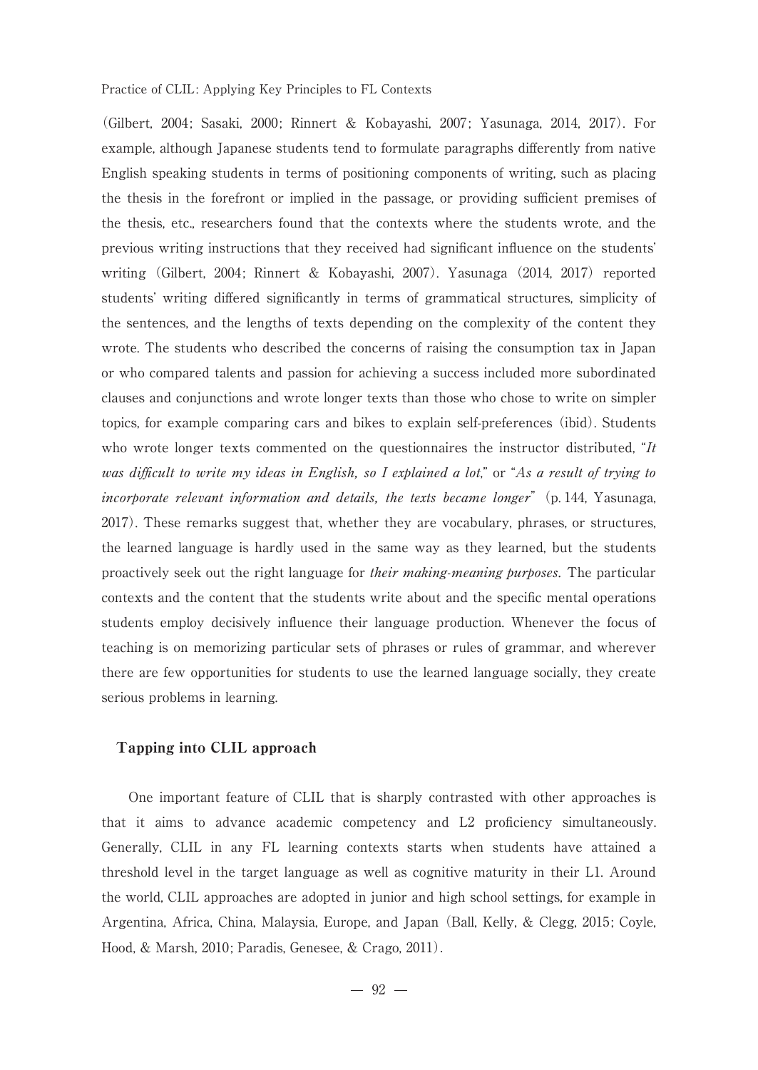(Gilbert, 2004; Sasaki, 2000; Rinnert & Kobayashi, 2007; Yasunaga, 2014, 2017). For example, although Japanese students tend to formulate paragraphs differently from native English speaking students in terms of positioning components of writing, such as placing the thesis in the forefront or implied in the passage, or providing sufficient premises of the thesis, etc., researchers found that the contexts where the students wrote, and the previous writing instructions that they received had significant influence on the students' writing (Gilbert, 2004; Rinnert & Kobayashi, 2007). Yasunaga (2014, 2017) reported students' writing differed significantly in terms of grammatical structures, simplicity of the sentences, and the lengths of texts depending on the complexity of the content they wrote. The students who described the concerns of raising the consumption tax in Japan or who compared talents and passion for achieving a success included more subordinated clauses and conjunctions and wrote longer texts than those who chose to write on simpler topics, for example comparing cars and bikes to explain self-preferences (ibid). Students who wrote longer texts commented on the questionnaires the instructor distributed, "*It was difficult to write my ideas in English, so I explained a lot*," or "*As a result of trying to incorporate relevant information and details, the texts became longer*" (p. 144, Yasunaga, 2017). These remarks suggest that, whether they are vocabulary, phrases, or structures, the learned language is hardly used in the same way as they learned, but the students proactively seek out the right language for ***their making-meaning purposes.*** The particular contexts and the content that the students write about and the specific mental operations students employ decisively influence their language production. Whenever the focus of teaching is on memorizing particular sets of phrases or rules of grammar, and wherever there are few opportunities for students to use the learned language socially, they create serious problems in learning.

## Tapping into CLIL approach

One important feature of CLIL that is sharply contrasted with other approaches is that it aims to advance academic competency and L2 proficiency simultaneously. Generally, CLIL in any FL learning contexts starts when students have attained a threshold level in the target language as well as cognitive maturity in their L1. Around the world, CLIL approaches are adopted in junior and high school settings, for example in Argentina, Africa, China, Malaysia, Europe, and Japan (Ball, Kelly, & Clegg, 2015; Coyle, Hood, & Marsh, 2010; Paradis, Genesee, & Crago, 2011).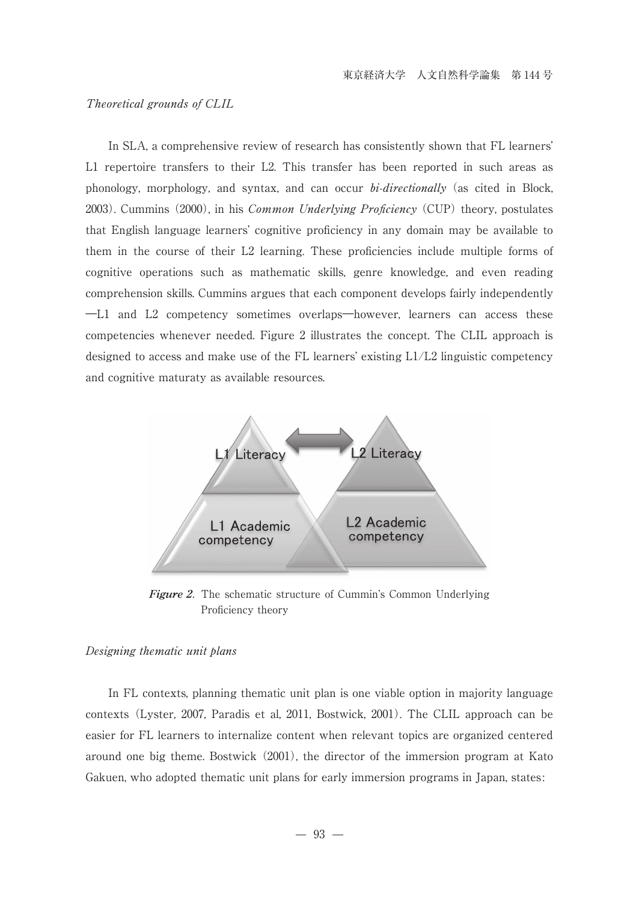*Theoretical grounds of CLIL*

In SLA, a comprehensive review of research has consistently shown that FL learners' L1 repertoire transfers to their L2. This transfer has been reported in such areas as phonology, morphology, and syntax, and can occur ***bi-directionally*** (as cited in Block, 2003). Cummins (2000), in his *Common Underlying Proficiency* (CUP) theory, postulates that English language learners' cognitive proficiency in any domain may be available to them in the course of their L2 learning. These proficiencies include multiple forms of cognitive operations such as mathematic skills, genre knowledge, and even reading comprehension skills. Cummins argues that each component develops fairly independently —L1 and L2 competency sometimes overlaps—however, learners can access these competencies whenever needed. Figure 2 illustrates the concept. The CLIL approach is designed to access and make use of the FL learners' existing L1/L2 linguistic competency and cognitive maturaty as available resources.

L1 Literacy / L2 Literacy / L1 Academic competency / L2 Academic competency

***Figure 2.*** The schematic structure of Cummin's Common Underlying Proficiency theory

*Designing thematic unit plans*

In FL contexts, planning thematic unit plan is one viable option in majority language contexts (Lyster, 2007, Paradis et al, 2011, Bostwick, 2001). The CLIL approach can be easier for FL learners to internalize content when relevant topics are organized centered around one big theme. Bostwick (2001), the director of the immersion program at Kato Gakuen, who adopted thematic unit plans for early immersion programs in Japan, states: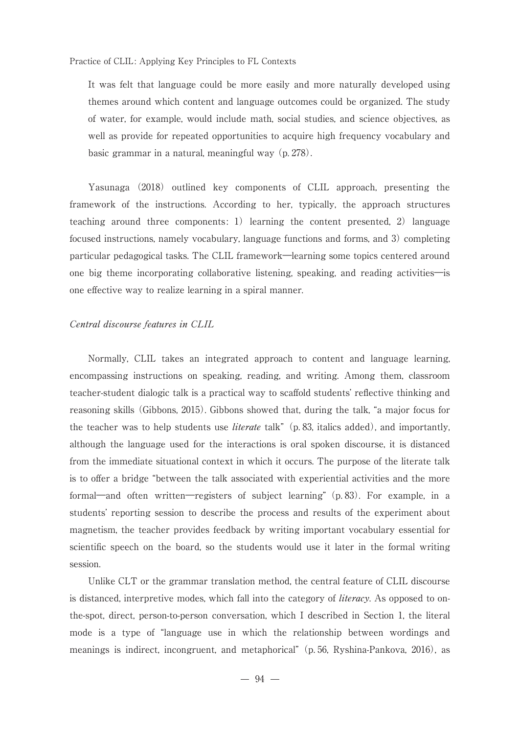It was felt that language could be more easily and more naturally developed using themes around which content and language outcomes could be organized. The study of water, for example, would include math, social studies, and science objectives, as well as provide for repeated opportunities to acquire high frequency vocabulary and basic grammar in a natural, meaningful way (p. 278).

Yasunaga (2018) outlined key components of CLIL approach, presenting the framework of the instructions. According to her, typically, the approach structures teaching around three components: 1) learning the content presented, 2) language focused instructions, namely vocabulary, language functions and forms, and 3) completing particular pedagogical tasks. The CLIL framework—learning some topics centered around one big theme incorporating collaborative listening, speaking, and reading activities—is one effective way to realize learning in a spiral manner.

*Central discourse features in CLIL*

Normally, CLIL takes an integrated approach to content and language learning, encompassing instructions on speaking, reading, and writing. Among them, classroom teacher-student dialogic talk is a practical way to scaffold students' reflective thinking and reasoning skills (Gibbons, 2015). Gibbons showed that, during the talk, "a major focus for the teacher was to help students use *literate* talk" (p. 83, italics added), and importantly, although the language used for the interactions is oral spoken discourse, it is distanced from the immediate situational context in which it occurs. The purpose of the literate talk is to offer a bridge "between the talk associated with experiential activities and the more formal—and often written—registers of subject learning" (p. 83). For example, in a students' reporting session to describe the process and results of the experiment about magnetism, the teacher provides feedback by writing important vocabulary essential for scientific speech on the board, so the students would use it later in the formal writing session.

Unlike CLT or the grammar translation method, the central feature of CLIL discourse is distanced, interpretive modes, which fall into the category of *literacy*. As opposed to on-the-spot, direct, person-to-person conversation, which I described in Section 1, the literal mode is a type of "language use in which the relationship between wordings and meanings is indirect, incongruent, and metaphorical" (p. 56, Ryshina-Pankova, 2016), as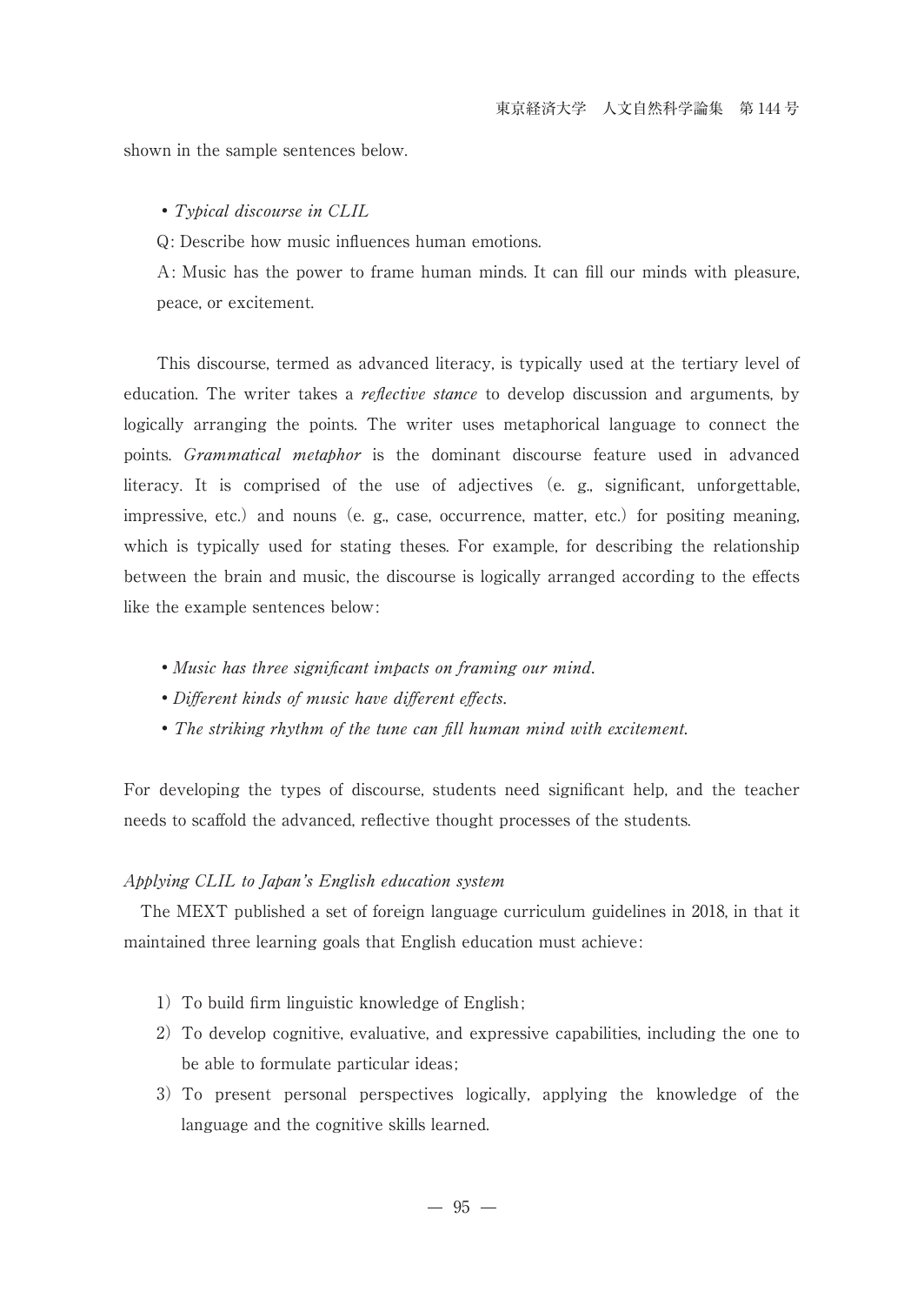shown in the sample sentences below.

- *Typical discourse in CLIL*

  Q: Describe how music influences human emotions.

  A: Music has the power to frame human minds. It can fill our minds with pleasure, peace, or excitement.

This discourse, termed as advanced literacy, is typically used at the tertiary level of education. The writer takes a *reflective stance* to develop discussion and arguments, by logically arranging the points. The writer uses metaphorical language to connect the points. *Grammatical metaphor* is the dominant discourse feature used in advanced literacy. It is comprised of the use of adjectives (e. g., significant, unforgettable, impressive, etc.) and nouns (e. g., case, occurrence, matter, etc.) for positing meaning, which is typically used for stating theses. For example, for describing the relationship between the brain and music, the discourse is logically arranged according to the effects like the example sentences below:

- *Music has three significant impacts on framing our mind.*
- *Different kinds of music have different effects.*
- *The striking rhythm of the tune can fill human mind with excitement.*

For developing the types of discourse, students need significant help, and the teacher needs to scaffold the advanced, reflective thought processes of the students.

*Applying CLIL to Japan's English education system*

The MEXT published a set of foreign language curriculum guidelines in 2018, in that it maintained three learning goals that English education must achieve:

1) To build firm linguistic knowledge of English;
2) To develop cognitive, evaluative, and expressive capabilities, including the one to be able to formulate particular ideas;
3) To present personal perspectives logically, applying the knowledge of the language and the cognitive skills learned.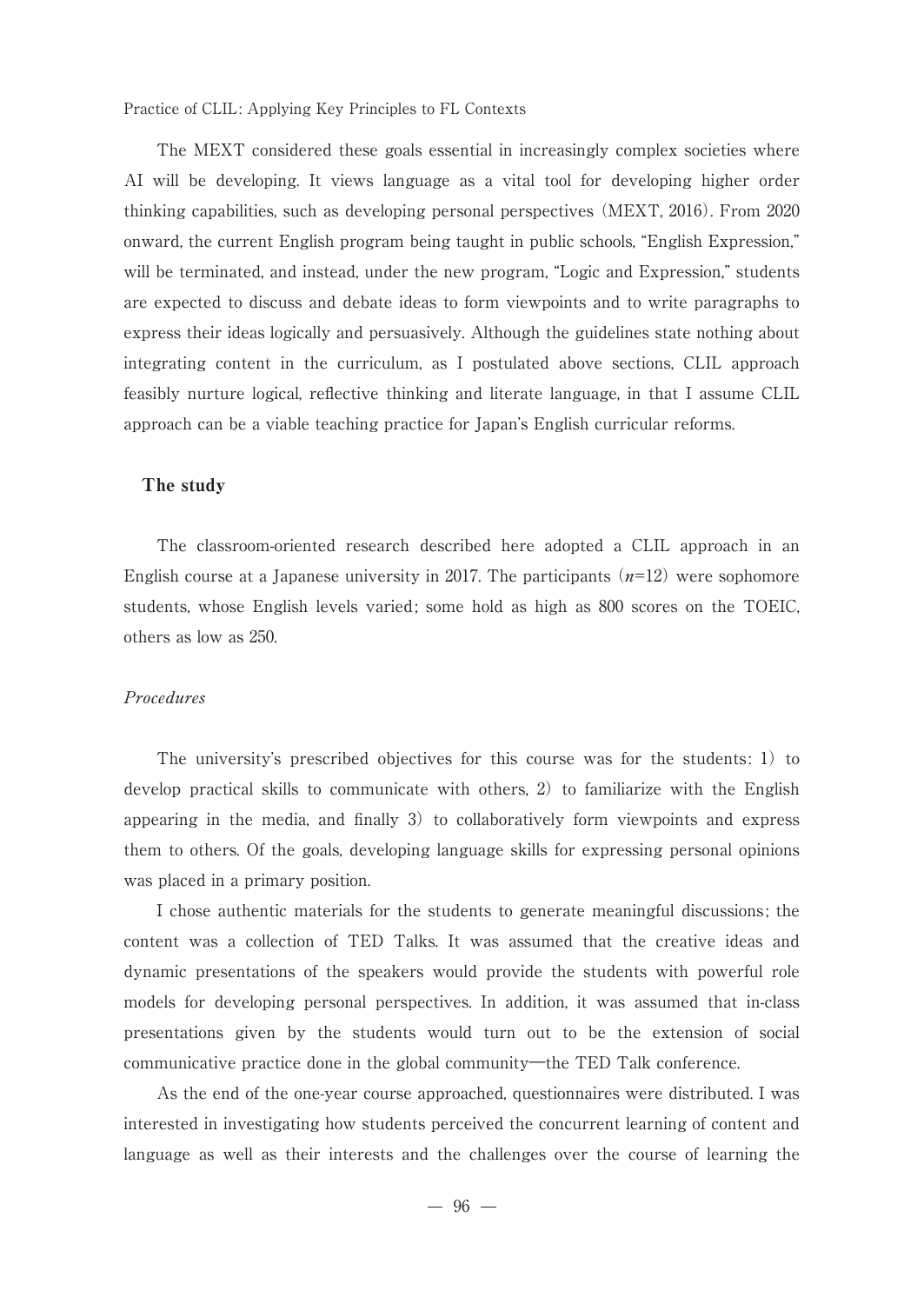The MEXT considered these goals essential in increasingly complex societies where AI will be developing. It views language as a vital tool for developing higher order thinking capabilities, such as developing personal perspectives (MEXT, 2016). From 2020 onward, the current English program being taught in public schools, "English Expression," will be terminated, and instead, under the new program, "Logic and Expression," students are expected to discuss and debate ideas to form viewpoints and to write paragraphs to express their ideas logically and persuasively. Although the guidelines state nothing about integrating content in the curriculum, as I postulated above sections, CLIL approach feasibly nurture logical, reflective thinking and literate language, in that I assume CLIL approach can be a viable teaching practice for Japan's English curricular reforms.

## The study

The classroom-oriented research described here adopted a CLIL approach in an English course at a Japanese university in 2017. The participants ($n$=12) were sophomore students, whose English levels varied; some hold as high as 800 scores on the TOEIC, others as low as 250.

### *Procedures*

The university's prescribed objectives for this course was for the students: 1) to develop practical skills to communicate with others, 2) to familiarize with the English appearing in the media, and finally 3) to collaboratively form viewpoints and express them to others. Of the goals, developing language skills for expressing personal opinions was placed in a primary position.

I chose authentic materials for the students to generate meaningful discussions; the content was a collection of TED Talks. It was assumed that the creative ideas and dynamic presentations of the speakers would provide the students with powerful role models for developing personal perspectives. In addition, it was assumed that in-class presentations given by the students would turn out to be the extension of social communicative practice done in the global community—the TED Talk conference.

As the end of the one-year course approached, questionnaires were distributed. I was interested in investigating how students perceived the concurrent learning of content and language as well as their interests and the challenges over the course of learning the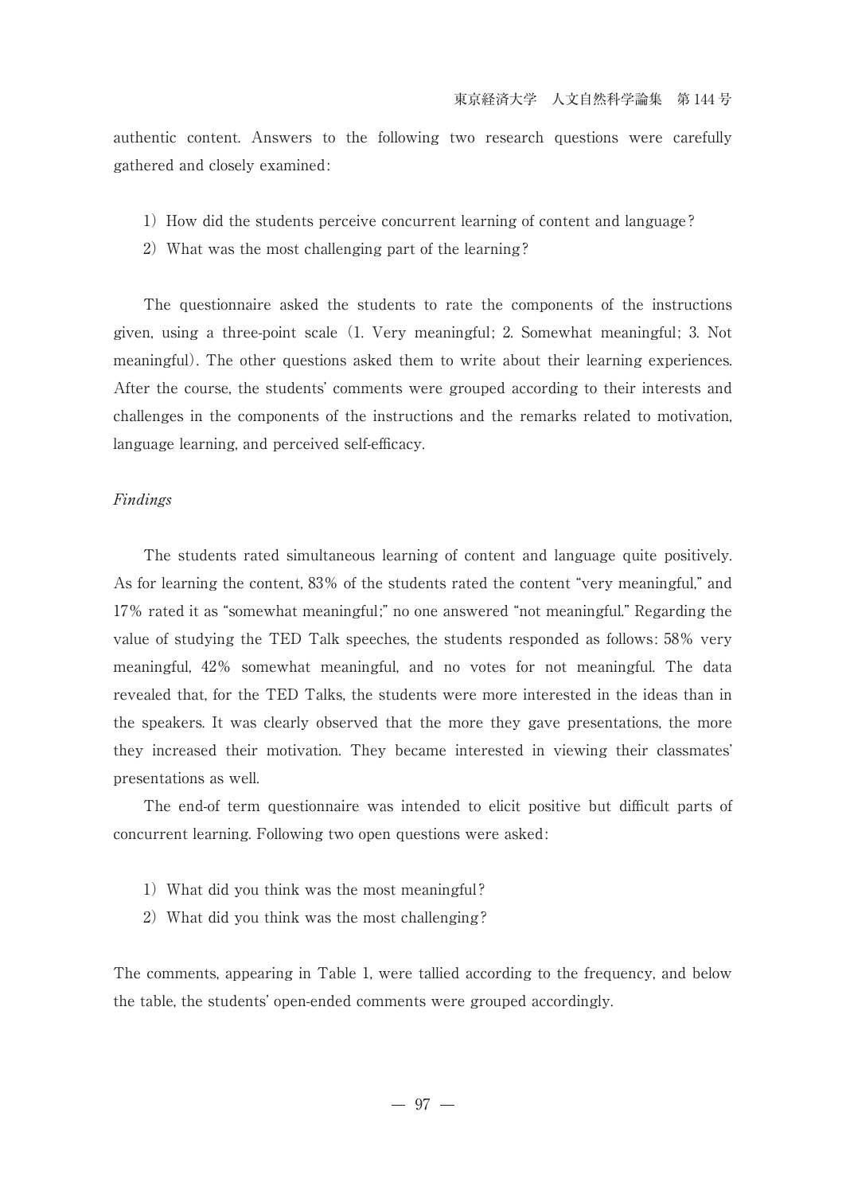authentic content. Answers to the following two research questions were carefully gathered and closely examined:

1) How did the students perceive concurrent learning of content and language?
2) What was the most challenging part of the learning?

The questionnaire asked the students to rate the components of the instructions given, using a three-point scale (1. Very meaningful; 2. Somewhat meaningful; 3. Not meaningful). The other questions asked them to write about their learning experiences. After the course, the students' comments were grouped according to their interests and challenges in the components of the instructions and the remarks related to motivation, language learning, and perceived self-efficacy.

*Findings*

The students rated simultaneous learning of content and language quite positively. As for learning the content, 83% of the students rated the content "very meaningful," and 17% rated it as "somewhat meaningful;" no one answered "not meaningful." Regarding the value of studying the TED Talk speeches, the students responded as follows: 58% very meaningful, 42% somewhat meaningful, and no votes for not meaningful. The data revealed that, for the TED Talks, the students were more interested in the ideas than in the speakers. It was clearly observed that the more they gave presentations, the more they increased their motivation. They became interested in viewing their classmates' presentations as well.

The end-of term questionnaire was intended to elicit positive but difficult parts of concurrent learning. Following two open questions were asked:

1) What did you think was the most meaningful?
2) What did you think was the most challenging?

The comments, appearing in Table 1, were tallied according to the frequency, and below the table, the students' open-ended comments were grouped accordingly.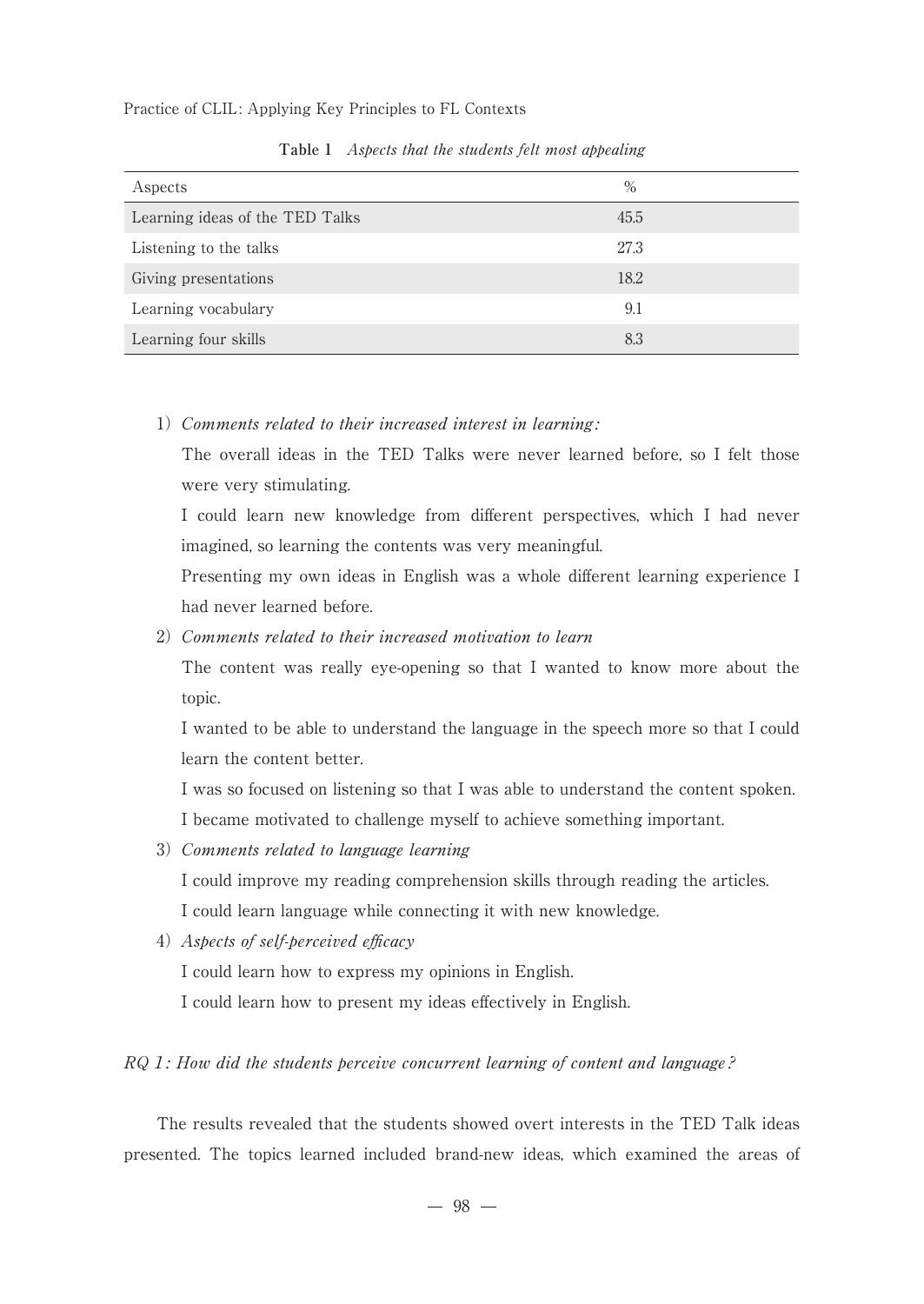**Table 1** *Aspects that the students felt most appealing*

| Aspects | % |
| --- | --- |
| Learning ideas of the TED Talks | 45.5 |
| Listening to the talks | 27.3 |
| Giving presentations | 18.2 |
| Learning vocabulary | 9.1 |
| Learning four skills | 8.3 |

1) *Comments related to their increased interest in learning:*

   The overall ideas in the TED Talks were never learned before, so I felt those were very stimulating.

   I could learn new knowledge from different perspectives, which I had never imagined, so learning the contents was very meaningful.

   Presenting my own ideas in English was a whole different learning experience I had never learned before.

2) *Comments related to their increased motivation to learn*

   The content was really eye-opening so that I wanted to know more about the topic.

   I wanted to be able to understand the language in the speech more so that I could learn the content better.

   I was so focused on listening so that I was able to understand the content spoken.

   I became motivated to challenge myself to achieve something important.

3) *Comments related to language learning*

   I could improve my reading comprehension skills through reading the articles.

   I could learn language while connecting it with new knowledge.

4) *Aspects of self-perceived efficacy*

   I could learn how to express my opinions in English.

   I could learn how to present my ideas effectively in English.

*RQ 1: How did the students perceive concurrent learning of content and language?*

The results revealed that the students showed overt interests in the TED Talk ideas presented. The topics learned included brand-new ideas, which examined the areas of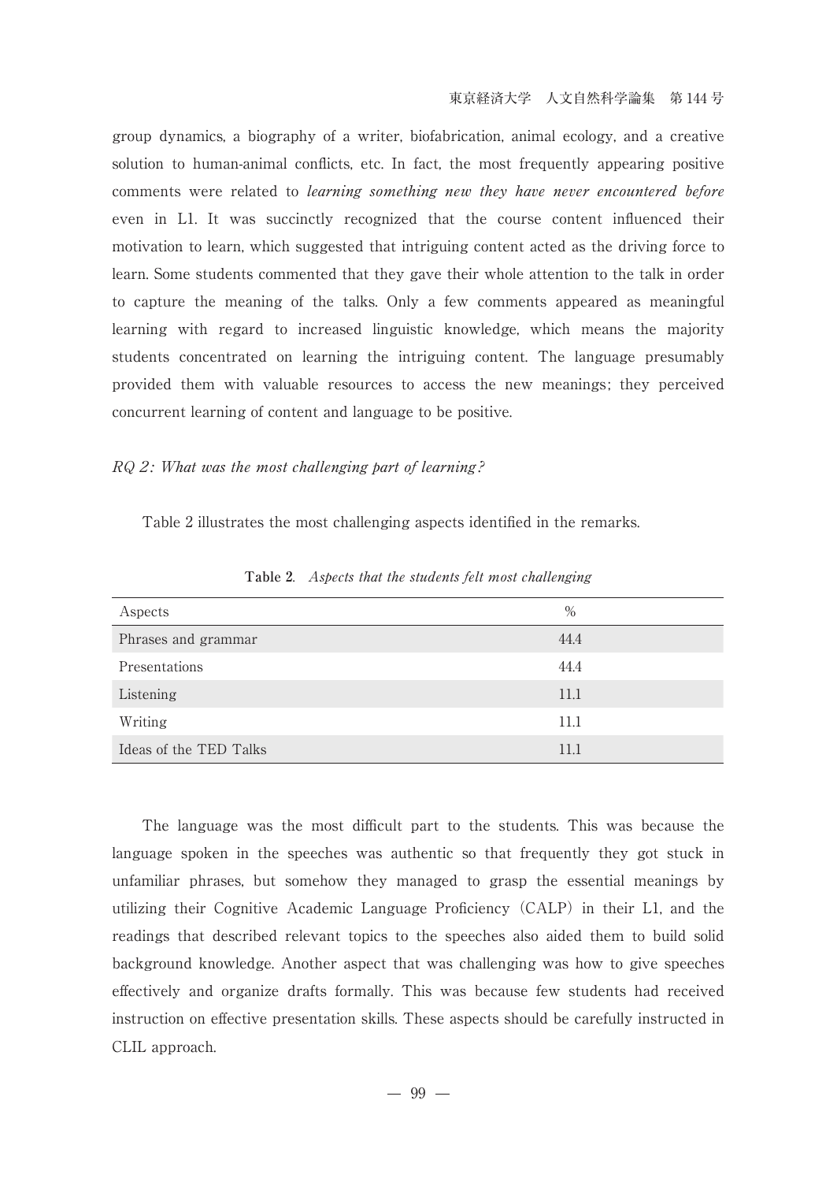group dynamics, a biography of a writer, biofabrication, animal ecology, and a creative solution to human-animal conflicts, etc. In fact, the most frequently appearing positive comments were related to *learning something new they have never encountered before* even in L1. It was succinctly recognized that the course content influenced their motivation to learn, which suggested that intriguing content acted as the driving force to learn. Some students commented that they gave their whole attention to the talk in order to capture the meaning of the talks. Only a few comments appeared as meaningful learning with regard to increased linguistic knowledge, which means the majority students concentrated on learning the intriguing content. The language presumably provided them with valuable resources to access the new meanings; they perceived concurrent learning of content and language to be positive.

*RQ 2: What was the most challenging part of learning?*

Table 2 illustrates the most challenging aspects identified in the remarks.

**Table 2**. *Aspects that the students felt most challenging*

| Aspects | % |
|---|---|
| Phrases and grammar | 44.4 |
| Presentations | 44.4 |
| Listening | 11.1 |
| Writing | 11.1 |
| Ideas of the TED Talks | 11.1 |

The language was the most difficult part to the students. This was because the language spoken in the speeches was authentic so that frequently they got stuck in unfamiliar phrases, but somehow they managed to grasp the essential meanings by utilizing their Cognitive Academic Language Proficiency (CALP) in their L1, and the readings that described relevant topics to the speeches also aided them to build solid background knowledge. Another aspect that was challenging was how to give speeches effectively and organize drafts formally. This was because few students had received instruction on effective presentation skills. These aspects should be carefully instructed in CLIL approach.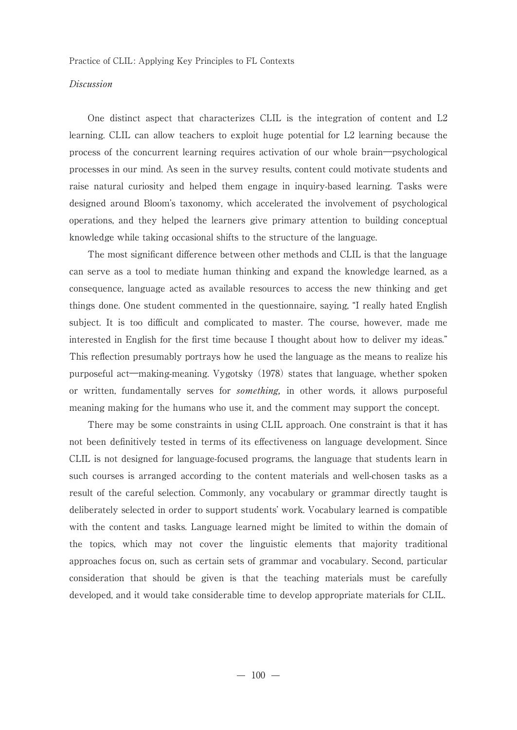*Discussion*

One distinct aspect that characterizes CLIL is the integration of content and L2 learning. CLIL can allow teachers to exploit huge potential for L2 learning because the process of the concurrent learning requires activation of our whole brain—psychological processes in our mind. As seen in the survey results, content could motivate students and raise natural curiosity and helped them engage in inquiry-based learning. Tasks were designed around Bloom's taxonomy, which accelerated the involvement of psychological operations, and they helped the learners give primary attention to building conceptual knowledge while taking occasional shifts to the structure of the language.

The most significant difference between other methods and CLIL is that the language can serve as a tool to mediate human thinking and expand the knowledge learned, as a consequence, language acted as available resources to access the new thinking and get things done. One student commented in the questionnaire, saying, "I really hated English subject. It is too difficult and complicated to master. The course, however, made me interested in English for the first time because I thought about how to deliver my ideas." This reflection presumably portrays how he used the language as the means to realize his purposeful act—making-meaning. Vygotsky (1978) states that language, whether spoken or written, fundamentally serves for *something,* in other words, it allows purposeful meaning making for the humans who use it, and the comment may support the concept.

There may be some constraints in using CLIL approach. One constraint is that it has not been definitively tested in terms of its effectiveness on language development. Since CLIL is not designed for language-focused programs, the language that students learn in such courses is arranged according to the content materials and well-chosen tasks as a result of the careful selection. Commonly, any vocabulary or grammar directly taught is deliberately selected in order to support students' work. Vocabulary learned is compatible with the content and tasks. Language learned might be limited to within the domain of the topics, which may not cover the linguistic elements that majority traditional approaches focus on, such as certain sets of grammar and vocabulary. Second, particular consideration that should be given is that the teaching materials must be carefully developed, and it would take considerable time to develop appropriate materials for CLIL.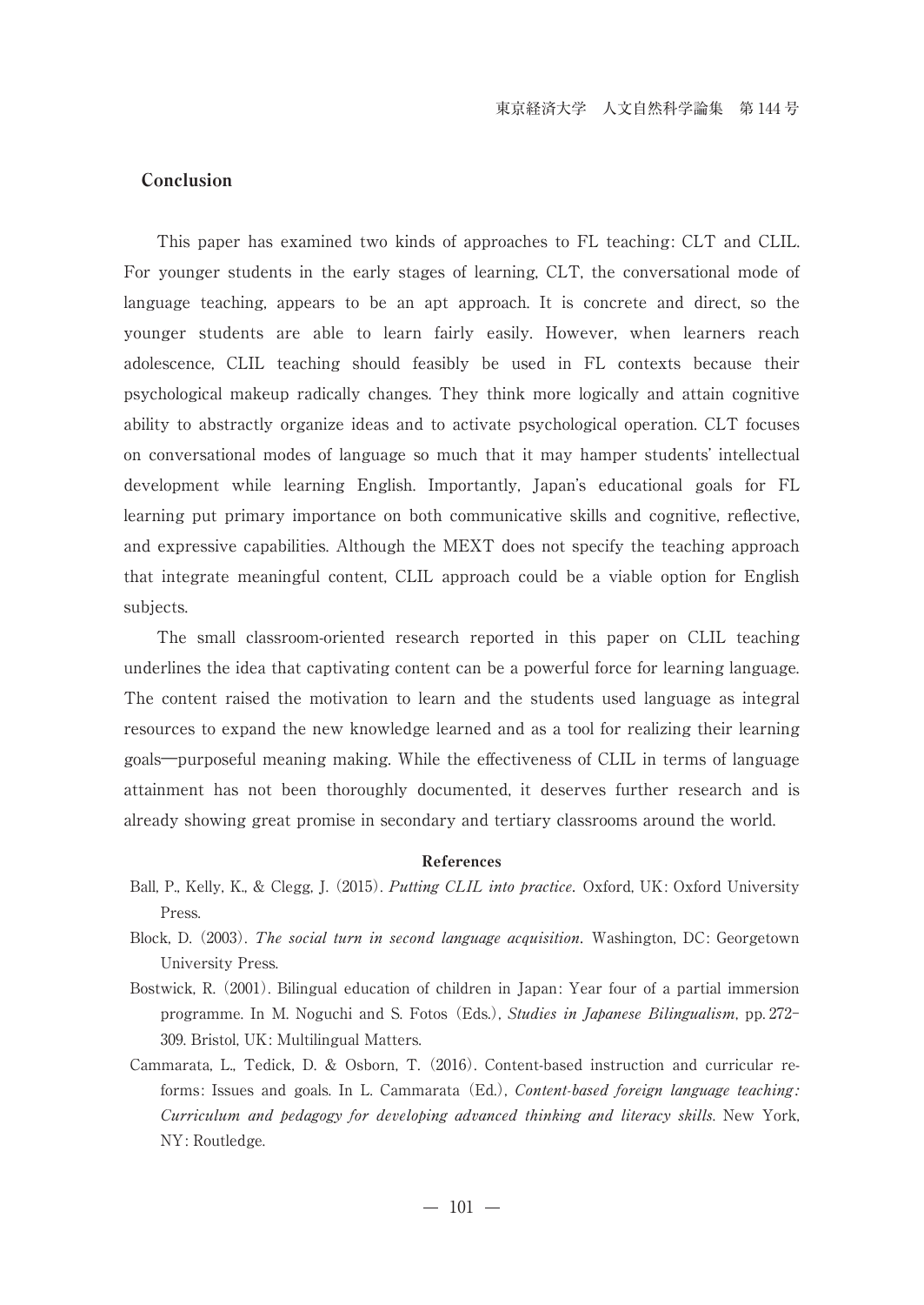## Conclusion

This paper has examined two kinds of approaches to FL teaching: CLT and CLIL. For younger students in the early stages of learning, CLT, the conversational mode of language teaching, appears to be an apt approach. It is concrete and direct, so the younger students are able to learn fairly easily. However, when learners reach adolescence, CLIL teaching should feasibly be used in FL contexts because their psychological makeup radically changes. They think more logically and attain cognitive ability to abstractly organize ideas and to activate psychological operation. CLT focuses on conversational modes of language so much that it may hamper students' intellectual development while learning English. Importantly, Japan's educational goals for FL learning put primary importance on both communicative skills and cognitive, reflective, and expressive capabilities. Although the MEXT does not specify the teaching approach that integrate meaningful content, CLIL approach could be a viable option for English subjects.

The small classroom-oriented research reported in this paper on CLIL teaching underlines the idea that captivating content can be a powerful force for learning language. The content raised the motivation to learn and the students used language as integral resources to expand the new knowledge learned and as a tool for realizing their learning goals—purposeful meaning making. While the effectiveness of CLIL in terms of language attainment has not been thoroughly documented, it deserves further research and is already showing great promise in secondary and tertiary classrooms around the world.

### References

Ball, P., Kelly, K., & Clegg, J. (2015). *Putting CLIL into practice.* Oxford, UK: Oxford University Press.

Block, D. (2003). *The social turn in second language acquisition.* Washington, DC: Georgetown University Press.

Bostwick, R. (2001). Bilingual education of children in Japan: Year four of a partial immersion programme. In M. Noguchi and S. Fotos (Eds.), *Studies in Japanese Bilingualism*, pp. 272-309. Bristol, UK: Multilingual Matters.

Cammarata, L., Tedick, D. & Osborn, T. (2016). Content-based instruction and curricular reforms: Issues and goals. In L. Cammarata (Ed.), *Content-based foreign language teaching: Curriculum and pedagogy for developing advanced thinking and literacy skills.* New York, NY: Routledge.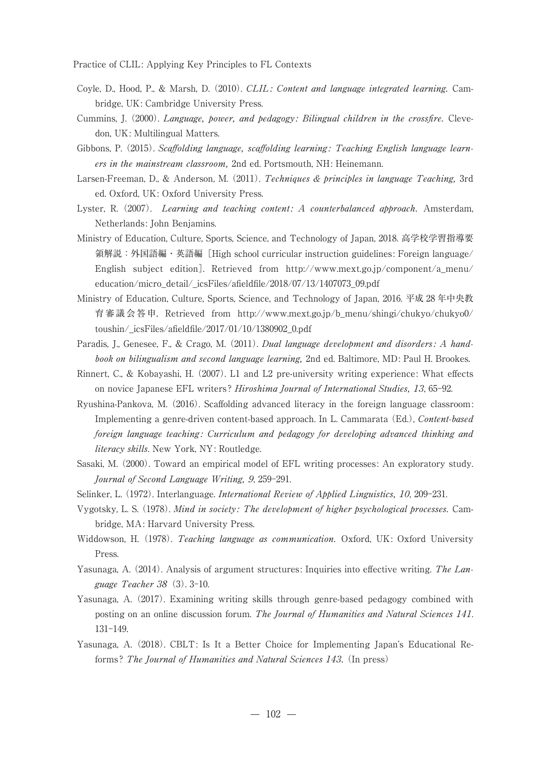Coyle, D., Hood, P., & Marsh, D. (2010). *CLIL: Content and language integrated learning.* Cambridge, UK: Cambridge University Press.

Cummins, J. (2000). *Language, power, and pedagogy: Bilingual children in the crossfire.* Clevedon, UK: Multilingual Matters.

Gibbons, P. (2015). *Scaffolding language, scaffolding learning: Teaching English language learners in the mainstream classroom,* 2nd ed. Portsmouth, NH: Heinemann.

Larsen-Freeman, D., & Anderson, M. (2011). *Techniques & principles in language Teaching,* 3rd ed. Oxford, UK: Oxford University Press.

Lyster, R. (2007). *Learning and teaching content: A counterbalanced approach.* Amsterdam, Netherlands: John Benjamins.

Ministry of Education, Culture, Sports, Science, and Technology of Japan, 2018. 高学校学習指導要領解説：外国語編・英語編 [High school curricular instruction guidelines: Foreign language/English subject edition]. Retrieved from http://www.mext.go.jp/component/a_menu/education/micro_detail/_icsFiles/afieldfile/2018/07/13/1407073_09.pdf

Ministry of Education, Culture, Sports, Science, and Technology of Japan, 2016. 平成 28 年中央教育審議会答申, Retrieved from http://www.mext.go.jp/b_menu/shingi/chukyo/chukyo0/toushin/_icsFiles/afieldfile/2017/01/10/1380902_0.pdf

Paradis, J., Genesee, F., & Crago, M. (2011). *Dual language development and disorders: A handbook on bilingualism and second language learning,* 2nd ed. Baltimore, MD: Paul H. Brookes.

Rinnert, C., & Kobayashi, H. (2007). L1 and L2 pre-university writing experience: What effects on novice Japanese EFL writers? *Hiroshima Journal of International Studies, 13*, 65-92.

Ryushina-Pankova, M. (2016). Scaffolding advanced literacy in the foreign language classroom: Implementing a genre-driven content-based approach. In L. Cammarata (Ed.), *Content-based foreign language teaching: Curriculum and pedagogy for developing advanced thinking and literacy skills.* New York, NY: Routledge.

Sasaki, M. (2000). Toward an empirical model of EFL writing processes: An exploratory study. *Journal of Second Language Writing, 9*, 259-291.

Selinker, L. (1972). Interlanguage. *International Review of Applied Linguistics, 10*, 209-231.

Vygotsky, L. S. (1978). *Mind in society: The development of higher psychological processes.* Cambridge, MA: Harvard University Press.

Widdowson, H. (1978). *Teaching language as communication.* Oxford, UK: Oxford University Press.

Yasunaga, A. (2014). Analysis of argument structures: Inquiries into effective writing. *The Language Teacher 38* (3). 3-10.

Yasunaga, A. (2017). Examining writing skills through genre-based pedagogy combined with posting on an online discussion forum. *The Journal of Humanities and Natural Sciences 141*. 131-149.

Yasunaga, A. (2018). CBLT: Is It a Better Choice for Implementing Japan's Educational Reforms? *The Journal of Humanities and Natural Sciences 143.* (In press)